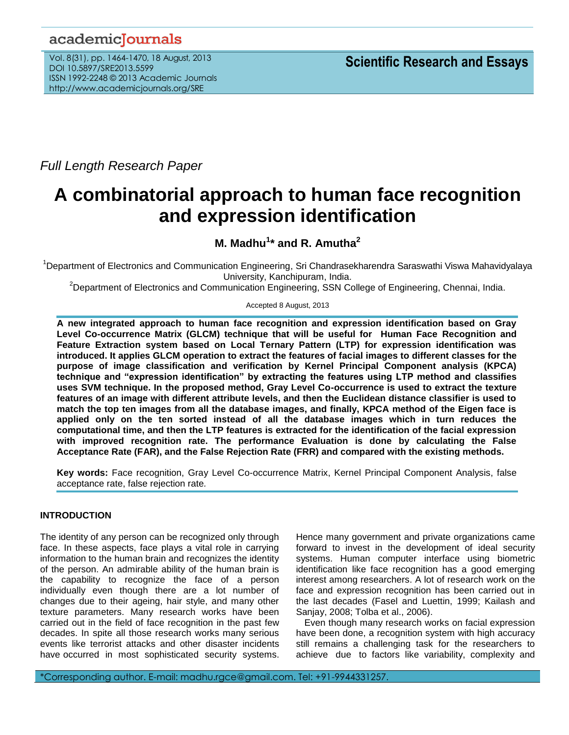*Full Length Research Paper*

# A combinatorial approach to human face recognition and expression identification

**M. Madhu[1]* and R. Amutha[2]**

[1]Department of Electronics and Communication Engineering, Sri Chandrasekharendra Saraswathi Viswa Mahavidyalaya University, Kanchipuram, India.

[2]Department of Electronics and Communication Engineering, SSN College of Engineering, Chennai, India.

Accepted 8 August, 2013

**A new integrated approach to human face recognition and expression identification based on Gray Level Co-occurrence Matrix (GLCM) technique that will be useful for Human Face Recognition and Feature Extraction system based on Local Ternary Pattern (LTP) for expression identification was introduced. It applies GLCM operation to extract the features of facial images to different classes for the purpose of image classification and verification by Kernel Principal Component analysis (KPCA) technique and "expression identification" by extracting the features using LTP method and classifies uses SVM technique. In the proposed method, Gray Level Co-occurrence is used to extract the texture features of an image with different attribute levels, and then the Euclidean distance classifier is used to match the top ten images from all the database images, and finally, KPCA method of the Eigen face is applied only on the ten sorted instead of all the database images which in turn reduces the computational time, and then the LTP features is extracted for the identification of the facial expression with improved recognition rate. The performance Evaluation is done by calculating the False Acceptance Rate (FAR), and the False Rejection Rate (FRR) and compared with the existing methods.**

**Key words:** Face recognition, Gray Level Co-occurrence Matrix, Kernel Principal Component Analysis, false acceptance rate, false rejection rate.

## INTRODUCTION

The identity of any person can be recognized only through face. In these aspects, face plays a vital role in carrying information to the human brain and recognizes the identity of the person. An admirable ability of the human brain is the capability to recognize the face of a person individually even though there are a lot number of changes due to their ageing, hair style, and many other texture parameters. Many research works have been carried out in the field of face recognition in the past few decades. In spite all those research works many serious events like terrorist attacks and other disaster incidents have occurred in most sophisticated security systems. Hence many government and private organizations came forward to invest in the development of ideal security systems. Human computer interface using biometric identification like face recognition has a good emerging interest among researchers. A lot of research work on the face and expression recognition has been carried out in the last decades (Fasel and Luettin, 1999; Kailash and Sanjay, 2008; Tolba et al., 2006).

Even though many research works on facial expression have been done, a recognition system with high accuracy still remains a challenging task for the researchers to achieve due to factors like variability, complexity and

*Corresponding author. E-mail: madhu.rgce@gmail.com. Tel: +91-9944331257.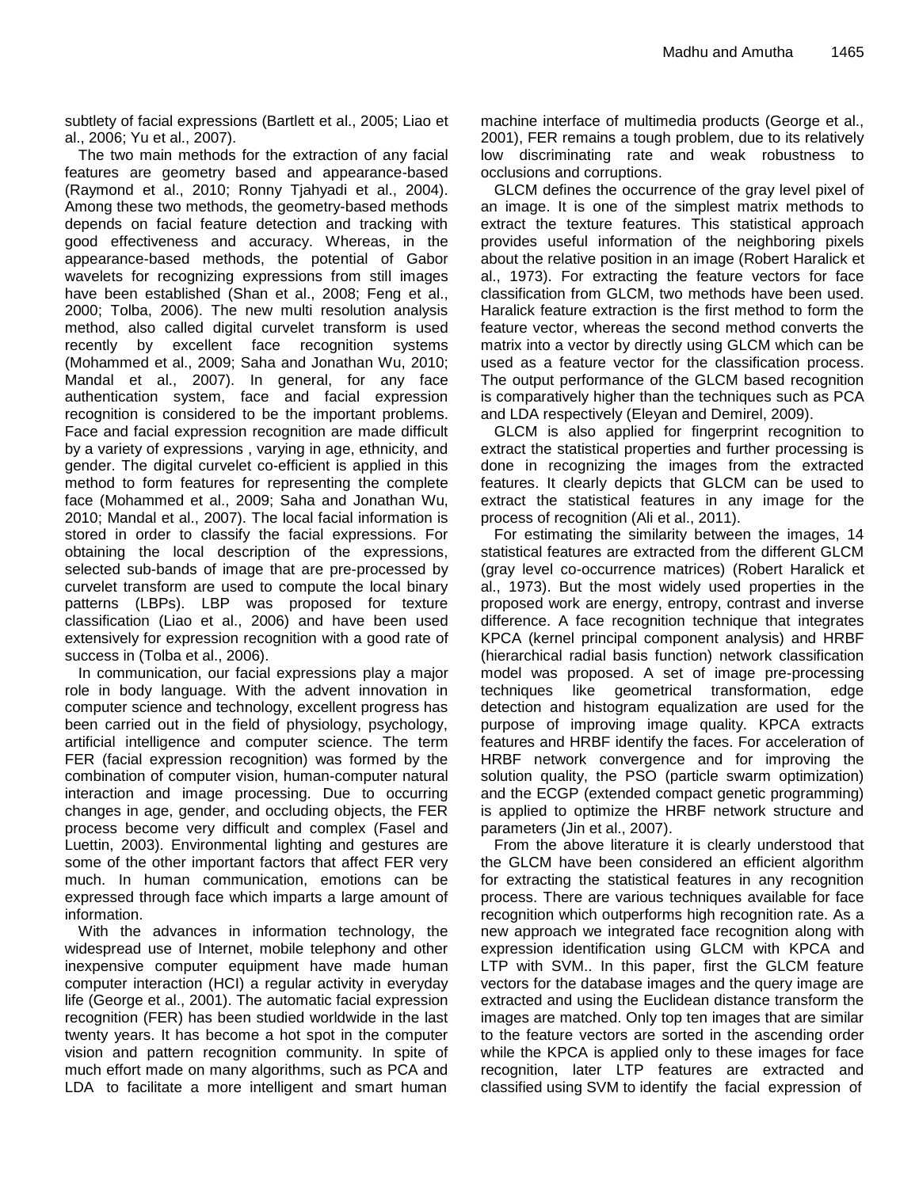subtlety of facial expressions (Bartlett et al., 2005; Liao et al., 2006; Yu et al., 2007).

The two main methods for the extraction of any facial features are geometry based and appearance-based (Raymond et al., 2010; Ronny Tjahyadi et al., 2004). Among these two methods, the geometry-based methods depends on facial feature detection and tracking with good effectiveness and accuracy. Whereas, in the appearance-based methods, the potential of Gabor wavelets for recognizing expressions from still images have been established (Shan et al., 2008; Feng et al., 2000; Tolba, 2006). The new multi resolution analysis method, also called digital curvelet transform is used recently by excellent face recognition systems (Mohammed et al., 2009; Saha and Jonathan Wu, 2010; Mandal et al., 2007). In general, for any face authentication system, face and facial expression recognition is considered to be the important problems. Face and facial expression recognition are made difficult by a variety of expressions , varying in age, ethnicity, and gender. The digital curvelet co-efficient is applied in this method to form features for representing the complete face (Mohammed et al., 2009; Saha and Jonathan Wu, 2010; Mandal et al., 2007). The local facial information is stored in order to classify the facial expressions. For obtaining the local description of the expressions, selected sub-bands of image that are pre-processed by curvelet transform are used to compute the local binary patterns (LBPs). LBP was proposed for texture classification (Liao et al., 2006) and have been used extensively for expression recognition with a good rate of success in (Tolba et al., 2006).

In communication, our facial expressions play a major role in body language. With the advent innovation in computer science and technology, excellent progress has been carried out in the field of physiology, psychology, artificial intelligence and computer science. The term FER (facial expression recognition) was formed by the combination of computer vision, human-computer natural interaction and image processing. Due to occurring changes in age, gender, and occluding objects, the FER process become very difficult and complex (Fasel and Luettin, 2003). Environmental lighting and gestures are some of the other important factors that affect FER very much. In human communication, emotions can be expressed through face which imparts a large amount of information.

With the advances in information technology, the widespread use of Internet, mobile telephony and other inexpensive computer equipment have made human computer interaction (HCI) a regular activity in everyday life (George et al., 2001). The automatic facial expression recognition (FER) has been studied worldwide in the last twenty years. It has become a hot spot in the computer vision and pattern recognition community. In spite of much effort made on many algorithms, such as PCA and LDA to facilitate a more intelligent and smart human machine interface of multimedia products (George et al., 2001), FER remains a tough problem, due to its relatively low discriminating rate and weak robustness to occlusions and corruptions.

GLCM defines the occurrence of the gray level pixel of an image. It is one of the simplest matrix methods to extract the texture features. This statistical approach provides useful information of the neighboring pixels about the relative position in an image (Robert Haralick et al., 1973). For extracting the feature vectors for face classification from GLCM, two methods have been used. Haralick feature extraction is the first method to form the feature vector, whereas the second method converts the matrix into a vector by directly using GLCM which can be used as a feature vector for the classification process. The output performance of the GLCM based recognition is comparatively higher than the techniques such as PCA and LDA respectively (Eleyan and Demirel, 2009).

GLCM is also applied for fingerprint recognition to extract the statistical properties and further processing is done in recognizing the images from the extracted features. It clearly depicts that GLCM can be used to extract the statistical features in any image for the process of recognition (Ali et al., 2011).

For estimating the similarity between the images, 14 statistical features are extracted from the different GLCM (gray level co-occurrence matrices) (Robert Haralick et al., 1973). But the most widely used properties in the proposed work are energy, entropy, contrast and inverse difference. A face recognition technique that integrates KPCA (kernel principal component analysis) and HRBF (hierarchical radial basis function) network classification model was proposed. A set of image pre-processing techniques like geometrical transformation, edge detection and histogram equalization are used for the purpose of improving image quality. KPCA extracts features and HRBF identify the faces. For acceleration of HRBF network convergence and for improving the solution quality, the PSO (particle swarm optimization) and the ECGP (extended compact genetic programming) is applied to optimize the HRBF network structure and parameters (Jin et al., 2007).

From the above literature it is clearly understood that the GLCM have been considered an efficient algorithm for extracting the statistical features in any recognition process. There are various techniques available for face recognition which outperforms high recognition rate. As a new approach we integrated face recognition along with expression identification using GLCM with KPCA and LTP with SVM.. In this paper, first the GLCM feature vectors for the database images and the query image are extracted and using the Euclidean distance transform the images are matched. Only top ten images that are similar to the feature vectors are sorted in the ascending order while the KPCA is applied only to these images for face recognition, later LTP features are extracted and classified using SVM to identify the facial expression of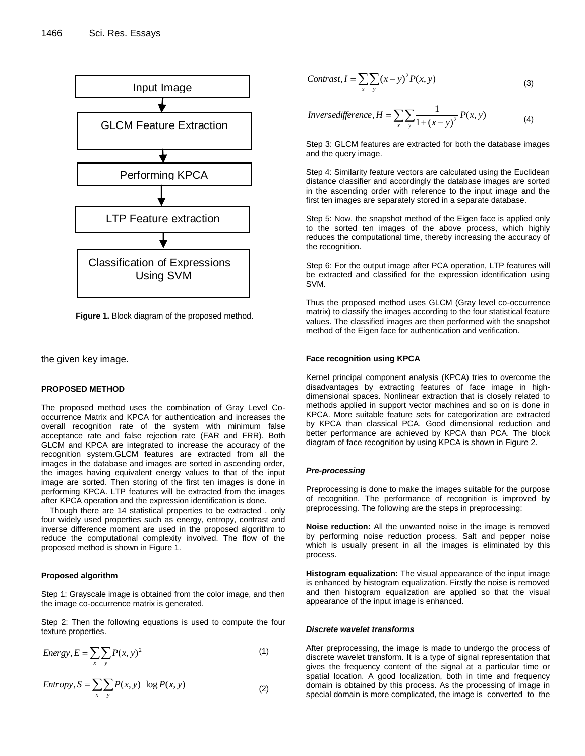Input Image

GLCM Feature Extraction

Performing KPCA

LTP Feature extraction

Classification of Expressions Using SVM

**Figure 1.** Block diagram of the proposed method.

the given key image.

## PROPOSED METHOD

The proposed method uses the combination of Gray Level Co-occurrence Matrix and KPCA for authentication and increases the overall recognition rate of the system with minimum false acceptance rate and false rejection rate (FAR and FRR). Both GLCM and KPCA are integrated to increase the accuracy of the recognition system.GLCM features are extracted from all the images in the database and images are sorted in ascending order, the images having equivalent energy values to that of the input image are sorted. Then storing of the first ten images is done in performing KPCA. LTP features will be extracted from the images after KPCA operation and the expression identification is done.

Though there are 14 statistical properties to be extracted , only four widely used properties such as energy, entropy, contrast and inverse difference moment are used in the proposed algorithm to reduce the computational complexity involved. The flow of the proposed method is shown in Figure 1.

### Proposed algorithm

Step 1: Grayscale image is obtained from the color image, and then the image co-occurrence matrix is generated.

Step 2: Then the following equations is used to compute the four texture properties.

$$Energy, E = \sum_{x}\sum_{y} P(x,y)^2 \tag{1}$$

$$Entropy, S = \sum_{x}\sum_{y} P(x,y)\ \log P(x,y) \tag{2}$$

$$Contrast, I = \sum_{x}\sum_{y} (x-y)^2 P(x,y) \tag{3}$$

$$Inversedifference, H = \sum_{x}\sum_{y} \frac{1}{1+(x-y)^2} P(x,y) \tag{4}$$

Step 3: GLCM features are extracted for both the database images and the query image.

Step 4: Similarity feature vectors are calculated using the Euclidean distance classifier and accordingly the database images are sorted in the ascending order with reference to the input image and the first ten images are separately stored in a separate database.

Step 5: Now, the snapshot method of the Eigen face is applied only to the sorted ten images of the above process, which highly reduces the computational time, thereby increasing the accuracy of the recognition.

Step 6: For the output image after PCA operation, LTP features will be extracted and classified for the expression identification using SVM.

Thus the proposed method uses GLCM (Gray level co-occurrence matrix) to classify the images according to the four statistical feature values. The classified images are then performed with the snapshot method of the Eigen face for authentication and verification.

### Face recognition using KPCA

Kernel principal component analysis (KPCA) tries to overcome the disadvantages by extracting features of face image in high-dimensional spaces. Nonlinear extraction that is closely related to methods applied in support vector machines and so on is done in KPCA. More suitable feature sets for categorization are extracted by KPCA than classical PCA. Good dimensional reduction and better performance are achieved by KPCA than PCA. The block diagram of face recognition by using KPCA is shown in Figure 2.

#### *Pre-processing*

Preprocessing is done to make the images suitable for the purpose of recognition. The performance of recognition is improved by preprocessing. The following are the steps in preprocessing:

**Noise reduction:** All the unwanted noise in the image is removed by performing noise reduction process. Salt and pepper noise which is usually present in all the images is eliminated by this process.

**Histogram equalization:** The visual appearance of the input image is enhanced by histogram equalization. Firstly the noise is removed and then histogram equalization are applied so that the visual appearance of the input image is enhanced.

#### *Discrete wavelet transforms*

After preprocessing, the image is made to undergo the process of discrete wavelet transform. It is a type of signal representation that gives the frequency content of the signal at a particular time or spatial location. A good localization, both in time and frequency domain is obtained by this process. As the processing of image in special domain is more complicated, the image is converted to the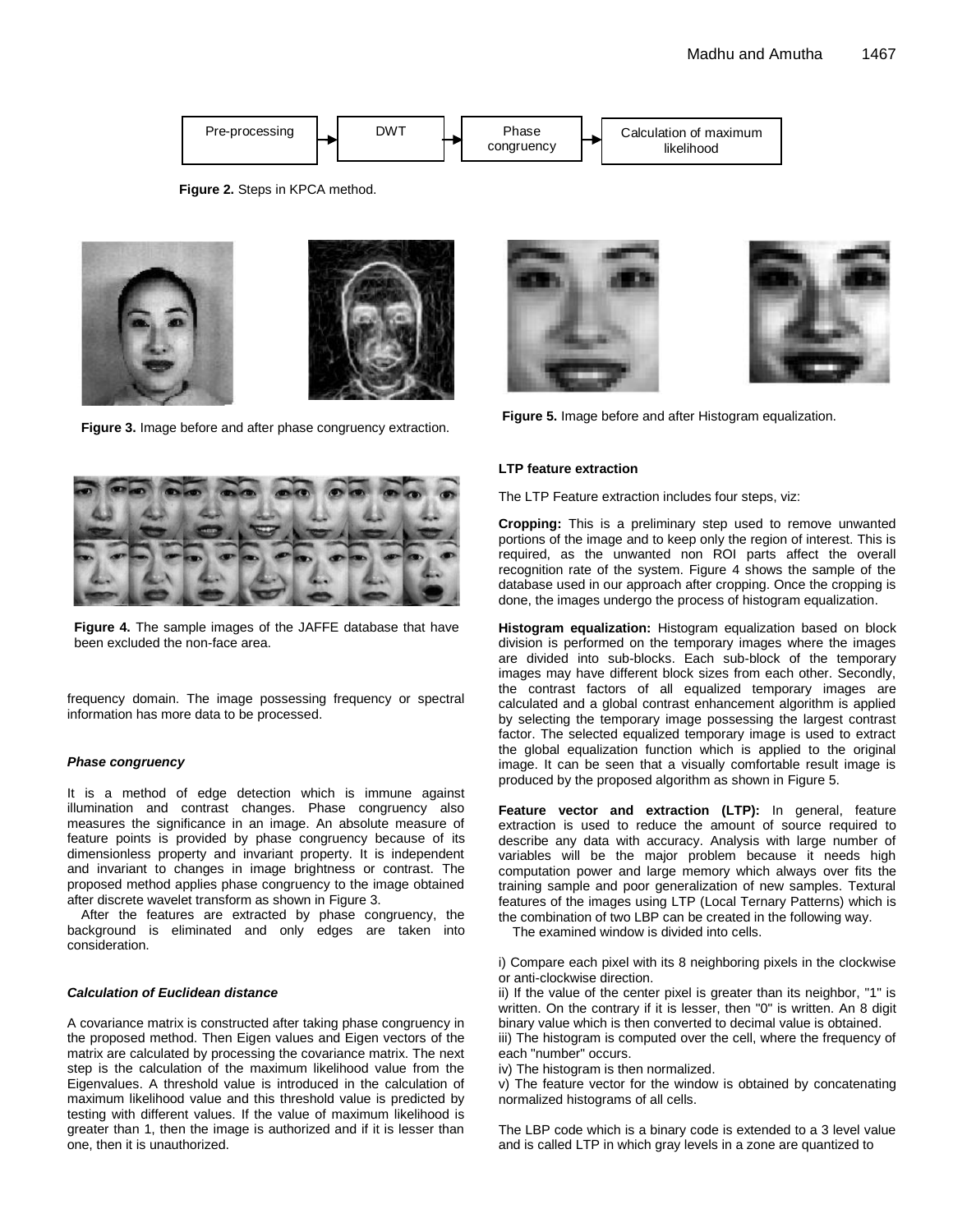Pre-processing → DWT → Phase congruency → Calculation of maximum likelihood

**Figure 2.** Steps in KPCA method.

**Figure 3.** Image before and after phase congruency extraction.

**Figure 4.** The sample images of the JAFFE database that have been excluded the non-face area.

frequency domain. The image possessing frequency or spectral information has more data to be processed.

### *Phase congruency*

It is a method of edge detection which is immune against illumination and contrast changes. Phase congruency also measures the significance in an image. An absolute measure of feature points is provided by phase congruency because of its dimensionless property and invariant property. It is independent and invariant to changes in image brightness or contrast. The proposed method applies phase congruency to the image obtained after discrete wavelet transform as shown in Figure 3.

After the features are extracted by phase congruency, the background is eliminated and only edges are taken into consideration.

### *Calculation of Euclidean distance*

A covariance matrix is constructed after taking phase congruency in the proposed method. Then Eigen values and Eigen vectors of the matrix are calculated by processing the covariance matrix. The next step is the calculation of the maximum likelihood value from the Eigenvalues. A threshold value is introduced in the calculation of maximum likelihood value and this threshold value is predicted by testing with different values. If the value of maximum likelihood is greater than 1, then the image is authorized and if it is lesser than one, then it is unauthorized.

**Figure 5.** Image before and after Histogram equalization.

### LTP feature extraction

The LTP Feature extraction includes four steps, viz:

**Cropping:** This is a preliminary step used to remove unwanted portions of the image and to keep only the region of interest. This is required, as the unwanted non ROI parts affect the overall recognition rate of the system. Figure 4 shows the sample of the database used in our approach after cropping. Once the cropping is done, the images undergo the process of histogram equalization.

**Histogram equalization:** Histogram equalization based on block division is performed on the temporary images where the images are divided into sub-blocks. Each sub-block of the temporary images may have different block sizes from each other. Secondly, the contrast factors of all equalized temporary images are calculated and a global contrast enhancement algorithm is applied by selecting the temporary image possessing the largest contrast factor. The selected equalized temporary image is used to extract the global equalization function which is applied to the original image. It can be seen that a visually comfortable result image is produced by the proposed algorithm as shown in Figure 5.

**Feature vector and extraction (LTP):** In general, feature extraction is used to reduce the amount of source required to describe any data with accuracy. Analysis with large number of variables will be the major problem because it needs high computation power and large memory which always over fits the training sample and poor generalization of new samples. Textural features of the images using LTP (Local Ternary Patterns) which is the combination of two LBP can be created in the following way.

The examined window is divided into cells.

i) Compare each pixel with its 8 neighboring pixels in the clockwise or anti-clockwise direction.
ii) If the value of the center pixel is greater than its neighbor, "1" is written. On the contrary if it is lesser, then "0" is written. An 8 digit binary value which is then converted to decimal value is obtained.
iii) The histogram is computed over the cell, where the frequency of each "number" occurs.
iv) The histogram is then normalized.
v) The feature vector for the window is obtained by concatenating normalized histograms of all cells.

The LBP code which is a binary code is extended to a 3 level value and is called LTP in which gray levels in a zone are quantized to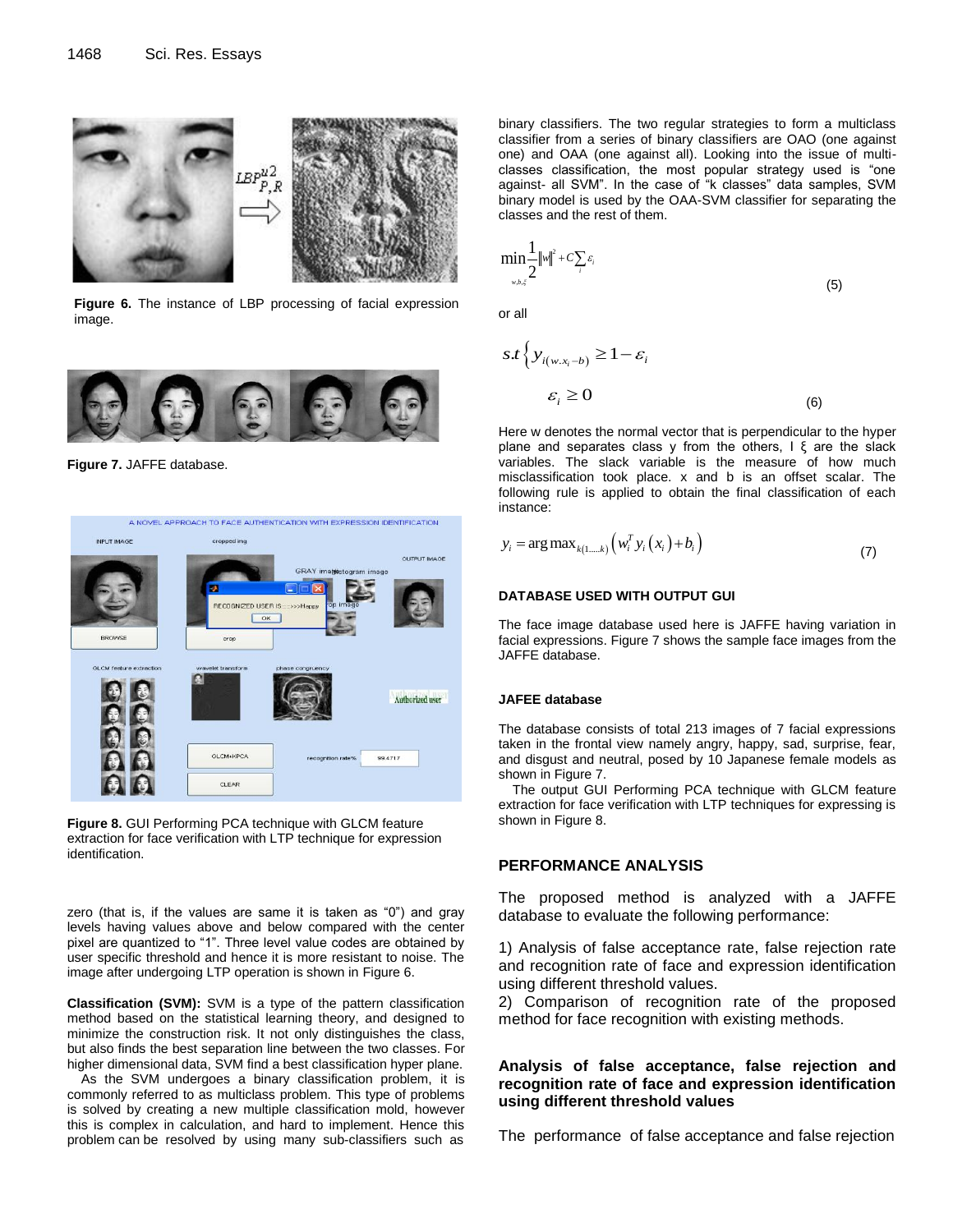Figure 6. The instance of LBP processing of facial expression image.

Figure 7. JAFFE database.

Figure 8. GUI Performing PCA technique with GLCM feature extraction for face verification with LTP technique for expression identification.

zero (that is, if the values are same it is taken as "0") and gray levels having values above and below compared with the center pixel are quantized to "1". Three level value codes are obtained by user specific threshold and hence it is more resistant to noise. The image after undergoing LTP operation is shown in Figure 6.

**Classification (SVM):** SVM is a type of the pattern classification method based on the statistical learning theory, and designed to minimize the construction risk. It not only distinguishes the class, but also finds the best separation line between the two classes. For higher dimensional data, SVM find a best classification hyper plane.

As the SVM undergoes a binary classification problem, it is commonly referred to as multiclass problem. This type of problems is solved by creating a new multiple classification mold, however this is complex in calculation, and hard to implement. Hence this problem can be resolved by using many sub-classifiers such as binary classifiers. The two regular strategies to form a multiclass classifier from a series of binary classifiers are OAO (one against one) and OAA (one against all). Looking into the issue of multi-classes classification, the most popular strategy used is "one against- all SVM". In the case of "k classes" data samples, SVM binary model is used by the OAA-SVM classifier for separating the classes and the rest of them.

$$\min_{w,b,\xi} \frac{1}{2}\|w\|^2 + C\sum_i \varepsilon_i \quad (5)$$

or all

$$s.t \left\{ y_{i(w.x_i - b)} \geq 1 - \varepsilon_i \right.$$

$$\varepsilon_i \geq 0 \quad (6)$$

Here w denotes the normal vector that is perpendicular to the hyper plane and separates class y from the others, I ξ are the slack variables. The slack variable is the measure of how much misclassification took place. x and b is an offset scalar. The following rule is applied to obtain the final classification of each instance:

$$y_i = \arg\max_{k(1,\ldots,k)} \left( w_i^T y_i(x_i) + b_i \right) \quad (7)$$

#### DATABASE USED WITH OUTPUT GUI

The face image database used here is JAFFE having variation in facial expressions. Figure 7 shows the sample face images from the JAFFE database.

#### JAFEE database

The database consists of total 213 images of 7 facial expressions taken in the frontal view namely angry, happy, sad, surprise, fear, and disgust and neutral, posed by 10 Japanese female models as shown in Figure 7.

The output GUI Performing PCA technique with GLCM feature extraction for face verification with LTP techniques for expressing is shown in Figure 8.

## PERFORMANCE ANALYSIS

The proposed method is analyzed with a JAFFE database to evaluate the following performance:

1) Analysis of false acceptance rate, false rejection rate and recognition rate of face and expression identification using different threshold values.

2) Comparison of recognition rate of the proposed method for face recognition with existing methods.

### Analysis of false acceptance, false rejection and recognition rate of face and expression identification using different threshold values

The performance of false acceptance and false rejection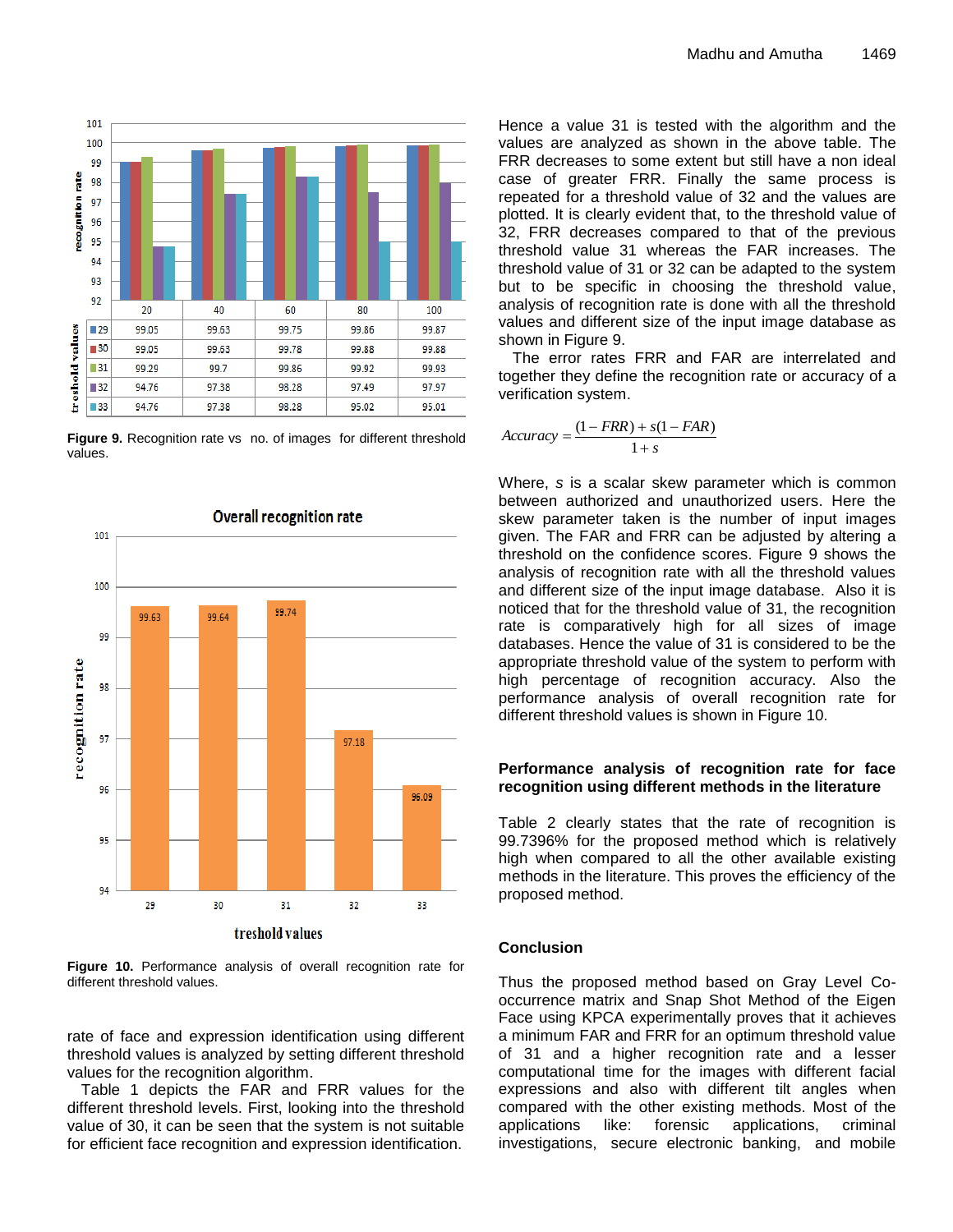| treshold values | 20 | 40 | 60 | 80 | 100 |
|---|---|---|---|---|---|
| 29 | 99.05 | 99.63 | 99.75 | 99.86 | 99.87 |
| 30 | 99.05 | 99.63 | 99.78 | 99.88 | 99.88 |
| 31 | 99.29 | 99.7 | 99.86 | 99.92 | 99.93 |
| 32 | 94.76 | 97.38 | 98.28 | 97.49 | 97.97 |
| 33 | 94.76 | 97.38 | 98.28 | 95.02 | 95.01 |

**Figure 9.** Recognition rate vs no. of images for different threshold values.

| treshold values | 29 | 30 | 31 | 32 | 33 |
|---|---|---|---|---|---|
| Overall recognition rate | 99.63 | 99.64 | 99.74 | 97.18 | 96.09 |

**Figure 10.** Performance analysis of overall recognition rate for different threshold values.

rate of face and expression identification using different threshold values is analyzed by setting different threshold values for the recognition algorithm.

Table 1 depicts the FAR and FRR values for the different threshold levels. First, looking into the threshold value of 30, it can be seen that the system is not suitable for efficient face recognition and expression identification. Hence a value 31 is tested with the algorithm and the values are analyzed as shown in the above table. The FRR decreases to some extent but still have a non ideal case of greater FRR. Finally the same process is repeated for a threshold value of 32 and the values are plotted. It is clearly evident that, to the threshold value of 32, FRR decreases compared to that of the previous threshold value 31 whereas the FAR increases. The threshold value of 31 or 32 can be adapted to the system but to be specific in choosing the threshold value, analysis of recognition rate is done with all the threshold values and different size of the input image database as shown in Figure 9.

The error rates FRR and FAR are interrelated and together they define the recognition rate or accuracy of a verification system.

$$Accuracy = \frac{(1 - FRR) + s(1 - FAR)}{1 + s}$$

Where, *s* is a scalar skew parameter which is common between authorized and unauthorized users. Here the skew parameter taken is the number of input images given. The FAR and FRR can be adjusted by altering a threshold on the confidence scores. Figure 9 shows the analysis of recognition rate with all the threshold values and different size of the input image database. Also it is noticed that for the threshold value of 31, the recognition rate is comparatively high for all sizes of image databases. Hence the value of 31 is considered to be the appropriate threshold value of the system to perform with high percentage of recognition accuracy. Also the performance analysis of overall recognition rate for different threshold values is shown in Figure 10.

### Performance analysis of recognition rate for face recognition using different methods in the literature

Table 2 clearly states that the rate of recognition is 99.7396% for the proposed method which is relatively high when compared to all the other available existing methods in the literature. This proves the efficiency of the proposed method.

## Conclusion

Thus the proposed method based on Gray Level Co-occurrence matrix and Snap Shot Method of the Eigen Face using KPCA experimentally proves that it achieves a minimum FAR and FRR for an optimum threshold value of 31 and a higher recognition rate and a lesser computational time for the images with different facial expressions and also with different tilt angles when compared with the other existing methods. Most of the applications like: forensic applications, criminal investigations, secure electronic banking, and mobile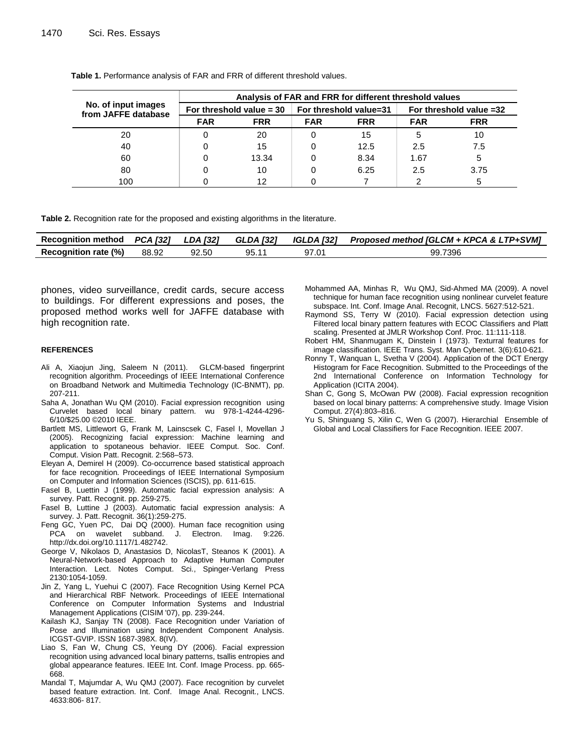**Table 1.** Performance analysis of FAR and FRR of different threshold values.

| No. of input images from JAFFE database | Analysis of FAR and FRR for different threshold values | | | | | |
|---|---|---|---|---|---|---|
| | For threshold value = 30 | | For threshold value=31 | | For threshold value =32 | |
| | FAR | FRR | FAR | FRR | FAR | FRR |
| 20 | 0 | 20 | 0 | 15 | 5 | 10 |
| 40 | 0 | 15 | 0 | 12.5 | 2.5 | 7.5 |
| 60 | 0 | 13.34 | 0 | 8.34 | 1.67 | 5 |
| 80 | 0 | 10 | 0 | 6.25 | 2.5 | 3.75 |
| 100 | 0 | 12 | 0 | 7 | 2 | 5 |

**Table 2.** Recognition rate for the proposed and existing algorithms in the literature.

| Recognition method | *PCA [32]* | *LDA [32]* | *GLDA [32]* | *IGLDA [32]* | *Proposed method [GLCM + KPCA & LTP+SVM]* |
|---|---|---|---|---|---|
| **Recognition rate (%)** | 88.92 | 92.50 | 95.11 | 97.01 | 99.7396 |

phones, video surveillance, credit cards, secure access to buildings. For different expressions and poses, the proposed method works well for JAFFE database with high recognition rate.

## REFERENCES

Ali A, Xiaojun Jing, Saleem N (2011). GLCM-based fingerprint recognition algorithm. Proceedings of IEEE International Conference on Broadband Network and Multimedia Technology (IC-BNMT), pp. 207-211.

Saha A, Jonathan Wu QM (2010). Facial expression recognition using Curvelet based local binary pattern. wu 978-1-4244-4296-6/10/$25.00 ©2010 IEEE.

Bartlett MS, Littlewort G, Frank M, Lainscsek C, Fasel I, Movellan J (2005). Recognizing facial expression: Machine learning and application to spotaneous behavior. IEEE Comput. Soc. Conf. Comput. Vision Patt. Recognit. 2:568–573.

Eleyan A, Demirel H (2009). Co-occurrence based statistical approach for face recognition. Proceedings of IEEE International Symposium on Computer and Information Sciences (ISCIS), pp. 611-615.

Fasel B, Luettin J (1999). Automatic facial expression analysis: A survey. Patt. Recognit. pp. 259-275.

Fasel B, Luttine J (2003). Automatic facial expression analysis: A survey. J. Patt. Recognit. 36(1):259-275.

Feng GC, Yuen PC, Dai DQ (2000). Human face recognition using PCA on wavelet subband. J. Electron. Imag. 9:226. http://dx.doi.org/10.1117/1.482742.

George V, Nikolaos D, Anastasios D, NicolasT, Steanos K (2001). A Neural-Network-based Approach to Adaptive Human Computer Interaction. Lect. Notes Comput. Sci., Spinger-Verlang Press 2130:1054-1059.

Jin Z, Yang L, Yuehui C (2007). Face Recognition Using Kernel PCA and Hierarchical RBF Network. Proceedings of IEEE International Conference on Computer Information Systems and Industrial Management Applications (CISIM '07), pp. 239-244.

Kailash KJ, Sanjay TN (2008). Face Recognition under Variation of Pose and Illumination using Independent Component Analysis. ICGST-GVIP. ISSN 1687-398X. 8(IV).

Liao S, Fan W, Chung CS, Yeung DY (2006). Facial expression recognition using advanced local binary patterns, tsallis entropies and global appearance features. IEEE Int. Conf. Image Process. pp. 665-668.

Mandal T, Majumdar A, Wu QMJ (2007). Face recognition by curvelet based feature extraction. Int. Conf. Image Anal. Recognit., LNCS. 4633:806- 817.

Mohammed AA, Minhas R, Wu QMJ, Sid-Ahmed MA (2009). A novel technique for human face recognition using nonlinear curvelet feature subspace. Int. Conf. Image Anal. Recognit, LNCS. 5627:512-521.

Raymond SS, Terry W (2010). Facial expression detection using Filtered local binary pattern features with ECOC Classifiers and Platt scaling. Presented at JMLR Workshop Conf. Proc. 11:111-118.

Robert HM, Shanmugam K, Dinstein I (1973). Texturral features for image classification. IEEE Trans. Syst. Man Cybernet. 3(6):610-621.

Ronny T, Wanquan L, Svetha V (2004). Application of the DCT Energy Histogram for Face Recognition. Submitted to the Proceedings of the 2nd International Conference on Information Technology for Application (ICITA 2004).

Shan C, Gong S, McOwan PW (2008). Facial expression recognition based on local binary patterns: A comprehensive study. Image Vision Comput. 27(4):803–816.

Yu S, Shinguang S, Xilin C, Wen G (2007). Hierarchial Ensemble of Global and Local Classifiers for Face Recognition. IEEE 2007.